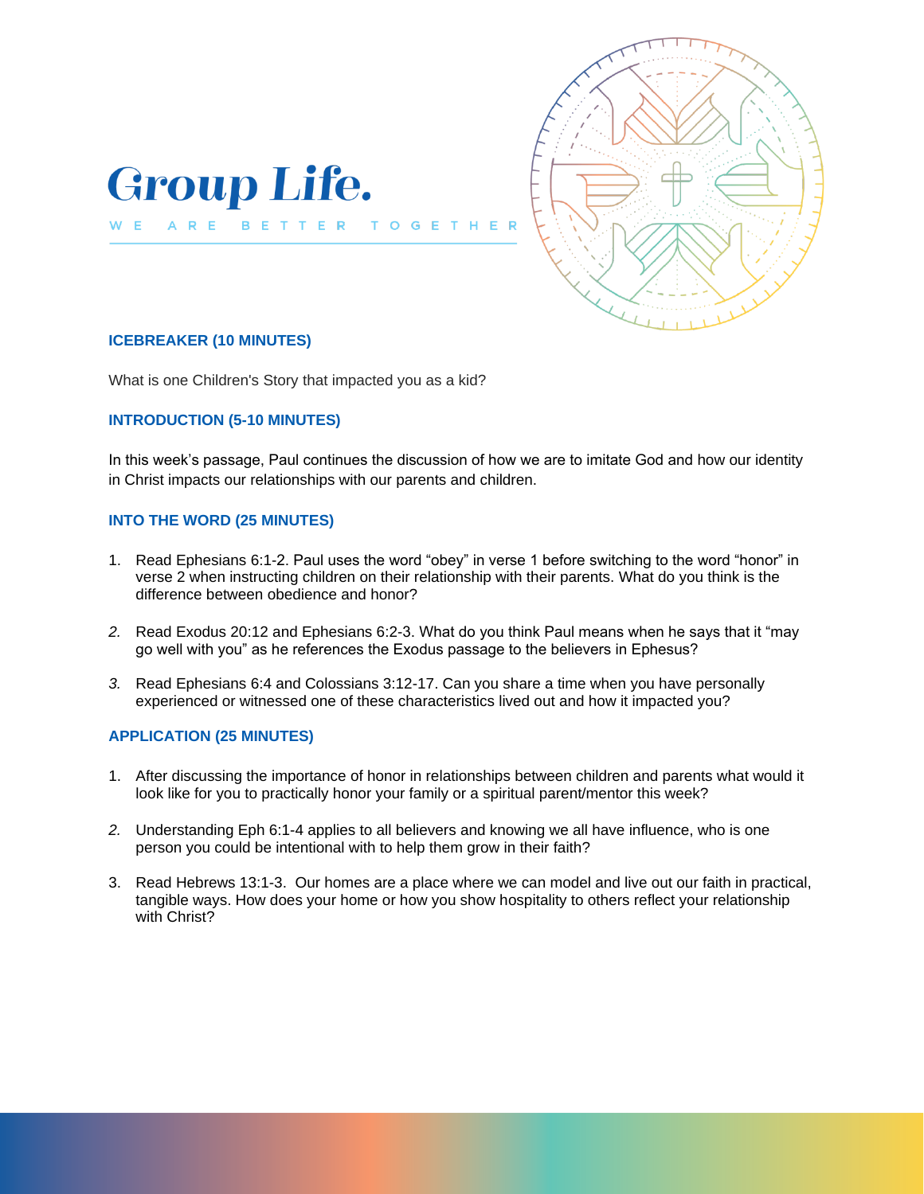# Group Life.

WE ARE BETTER TOGETHER

## ICEBREAKER (10 MINUTES)

What is one Children's Story that impacted you as a kid?

## INTRODUCTION (5-10 MINUTES)

In this week's passage, Paul continues the discussion of how we are to imitate God and how our identity in Christ impacts our relationships with our parents and children.

## INTO THE WORD (25 MINUTES)

1. Read Ephesians 6:1-2. Paul uses the word "obey" in verse 1 before switching to the word "honor" in verse 2 when instructing children on their relationship with their parents. What do you think is the difference between obedience and honor?

2. Read Exodus 20:12 and Ephesians 6:2-3. What do you think Paul means when he says that it "may go well with you" as he references the Exodus passage to the believers in Ephesus?

3. Read Ephesians 6:4 and Colossians 3:12-17. Can you share a time when you have personally experienced or witnessed one of these characteristics lived out and how it impacted you?

## APPLICATION (25 MINUTES)

1. After discussing the importance of honor in relationships between children and parents what would it look like for you to practically honor your family or a spiritual parent/mentor this week?

2. Understanding Eph 6:1-4 applies to all believers and knowing we all have influence, who is one person you could be intentional with to help them grow in their faith?

3. Read Hebrews 13:1-3. Our homes are a place where we can model and live out our faith in practical, tangible ways. How does your home or how you show hospitality to others reflect your relationship with Christ?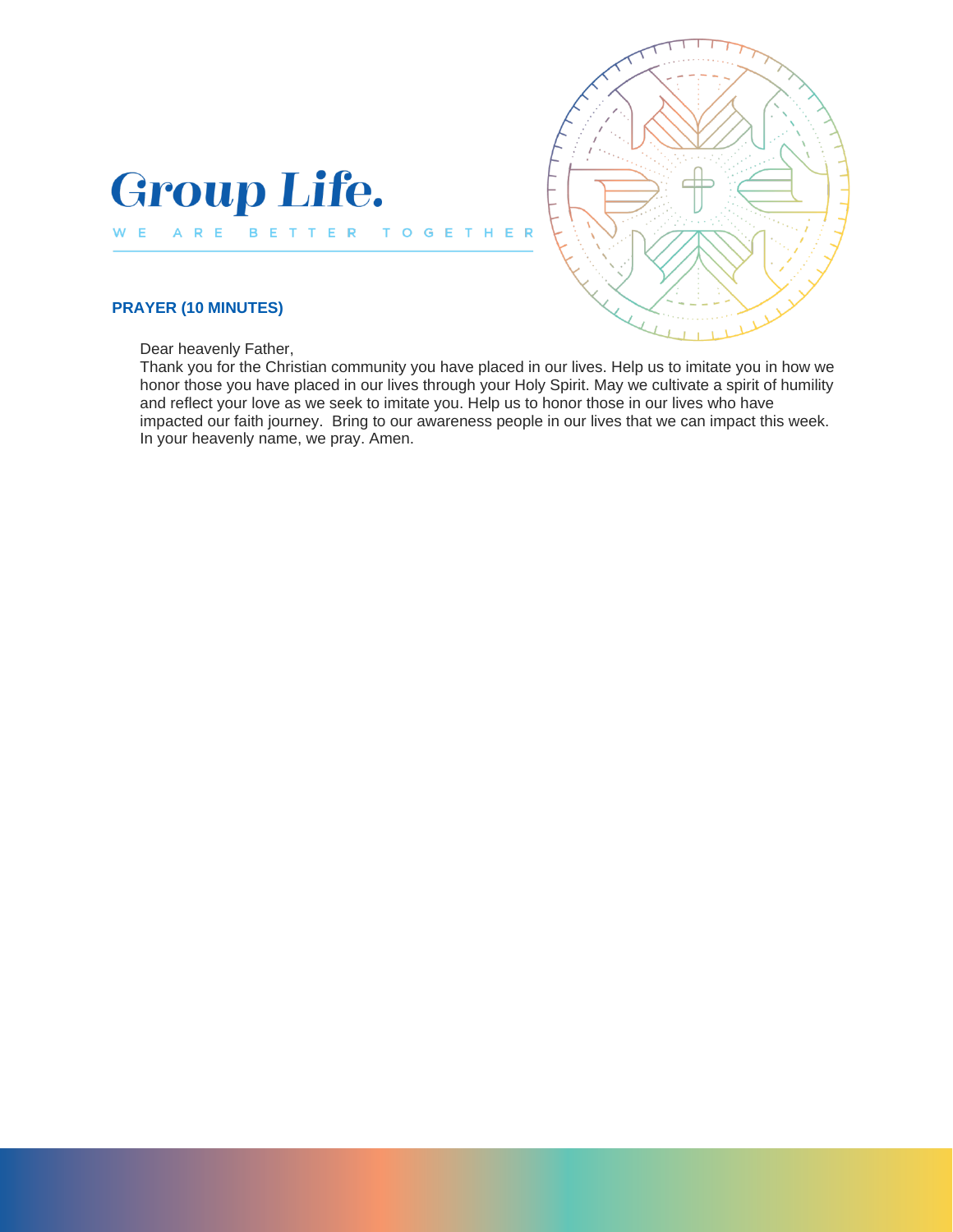# Group Life.

WE ARE BETTER TOGETHER

**PRAYER (10 MINUTES)**

Dear heavenly Father,
Thank you for the Christian community you have placed in our lives. Help us to imitate you in how we honor those you have placed in our lives through your Holy Spirit. May we cultivate a spirit of humility and reflect your love as we seek to imitate you. Help us to honor those in our lives who have impacted our faith journey. Bring to our awareness people in our lives that we can impact this week. In your heavenly name, we pray. Amen.